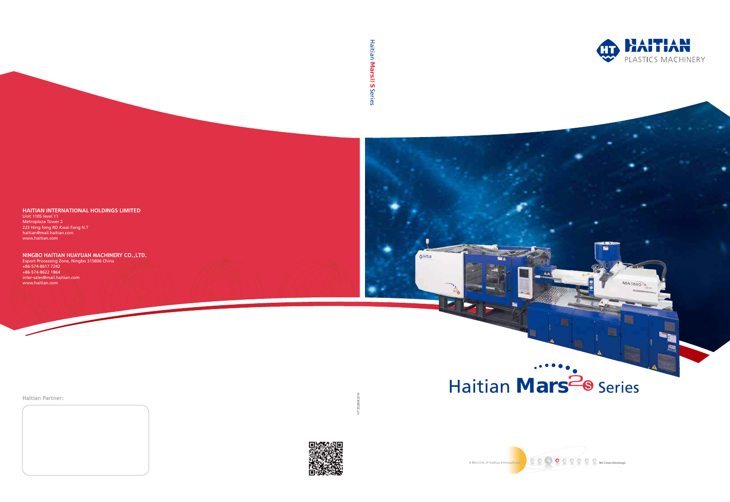HAITIAN PLASTICS MACHINERY

# Haitian Mars II S Series

**HAITIAN INTERNATIONAL HOLDINGS LIMITED**
Unit 1105 level 11
Metroplaza Tower 2
223 Hing fong RD Kwai Fong N.T
haitian@mail.haitian.com
www.haitian.com

**NINGBO HAITIAN HUAYUAN MACHINERY CO.,LTD.**
Export Processing Zone, Ningbo 315806 China
+86-574-8617 7242
+86-574-8622 1864
inter-sales@mail.haitian.com
www.haitian.com

Haitian Partner:

HT 201804 10-AV

A Member of Haitian International

We Create Advantage.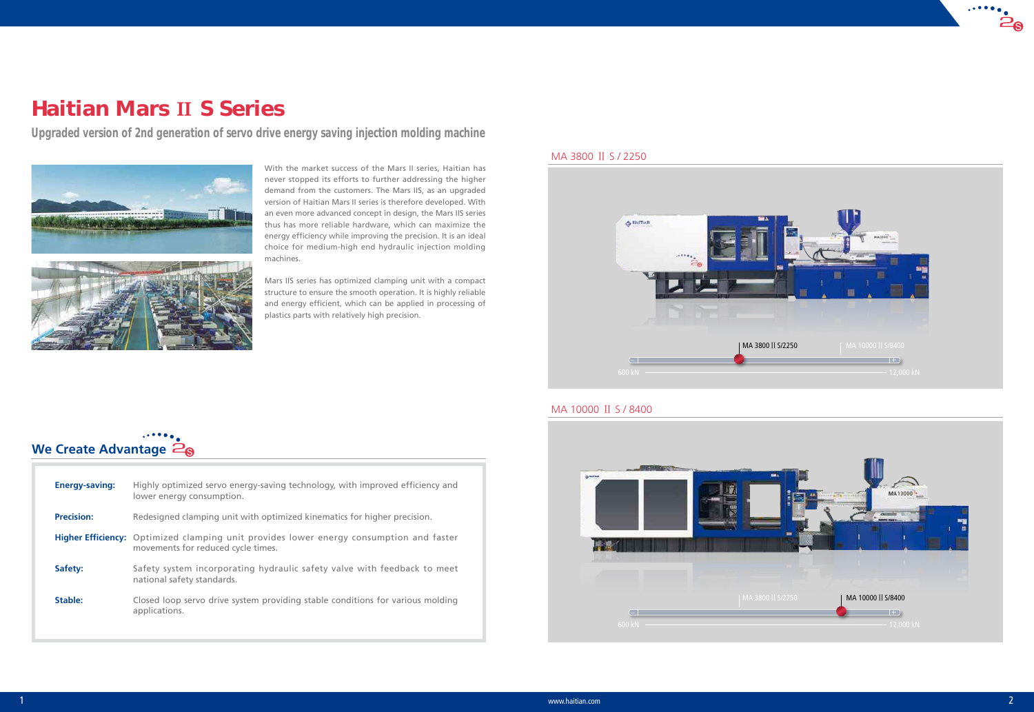# Haitian Mars II S Series

**Upgraded version of 2nd generation of servo drive energy saving injection molding machine**

With the market success of the Mars II series, Haitian has never stopped its efforts to further addressing the higher demand from the customers. The Mars IIS, as an upgraded version of Haitian Mars II series is therefore developed. With an even more advanced concept in design, the Mars IIS series thus has more reliable hardware, which can maximize the energy efficiency while improving the precision. It is an ideal choice for medium-high end hydraulic injection molding machines.

Mars IIS series has optimized clamping unit with a compact structure to ensure the smooth operation. It is highly reliable and energy efficient, which can be applied in processing of plastics parts with relatively high precision.

## We Create Advantage

| | |
|---|---|
| **Energy-saving:** | Highly optimized servo energy-saving technology, with improved efficiency and lower energy consumption. |
| **Precision:** | Redesigned clamping unit with optimized kinematics for higher precision. |
| **Higher Efficiency:** | Optimized clamping unit provides lower energy consumption and faster movements for reduced cycle times. |
| **Safety:** | Safety system incorporating hydraulic safety valve with feedback to meet national safety standards. |
| **Stable:** | Closed loop servo drive system providing stable conditions for various molding applications. |

## MA 3800 II S / 2250

MA 3800 II S/2250 | MA 10000 II S/8400

600 kN — 12,000 kN

## MA 10000 II S / 8400

MA 3800 II S/2250 | MA 10000 II S/8400

600 kN — 12,000 kN

www.haitian.com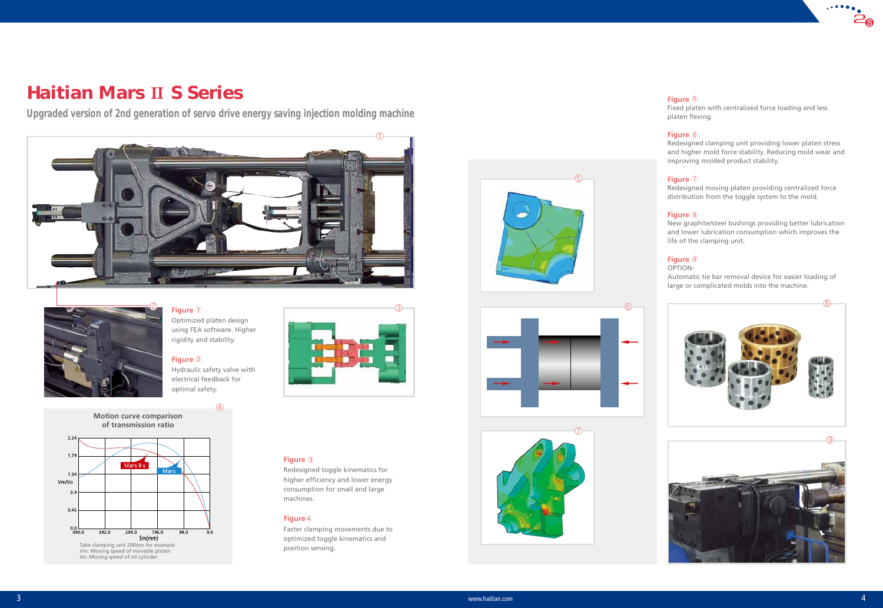# Haitian Mars II S Series

**Upgraded version of 2nd generation of servo drive energy saving injection molding machine**

**Figure ①**
Optimized platen design using FEA software. Higher rigidity and stability.

**Figure ②**
Hydraulic safety valve with electrical feedback for optimal safety.

**Motion curve comparison of transmission ratio**

Take clamping unit 200ton for example
Vm: Moving speed of movable platen
Vo: Moving speed of oil cylinder

**Figure ③**
Redesigned toggle kinematics for higher efficiency and lower energy consumption for small and large machines.

**Figure ④**
Faster clamping movements due to optimized toggle kinematics and position sensing.

**Figure ⑤**
Fixed platen with centralized force loading and less platen flexing.

**Figure ⑥**
Redesigned clamping unit providing lower platen stress and higher mold force stability. Reducing mold wear and improving molded product stability.

**Figure ⑦**
Redesigned moving platen providing centralized force distribution from the toggle system to the mold.

**Figure ⑧**
New graphite/steel bushings providing better lubrication and lower lubrication consumption which improves the life of the clamping unit.

**Figure ⑨**
OPTION-
Automatic tie bar removal device for easier loading of large or complicated molds into the machine.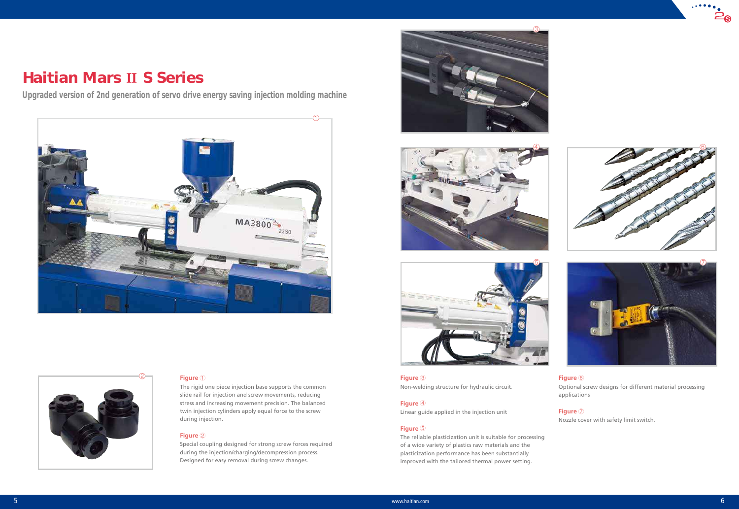# Haitian Mars II S Series

**Upgraded version of 2nd generation of servo drive energy saving injection molding machine**

**Figure ①**

The rigid one piece injection base supports the common slide rail for injection and screw movements, reducing stress and increasing movement precision. The balanced twin injection cylinders apply equal force to the screw during injection.

**Figure ②**

Special coupling designed for strong screw forces required during the injection/charging/decompression process. Designed for easy removal during screw changes.

**Figure ③**

Non-welding structure for hydraulic circuit.

**Figure ④**

Linear guide applied in the injection unit

**Figure ⑤**

The reliable plasticization unit is suitable for processing of a wide variety of plastics raw materials and the plasticization performance has been substantially improved with the tailored thermal power setting.

**Figure ⑥**

Optional screw designs for different material processing applications

**Figure ⑦**

Nozzle cover with safety limit switch.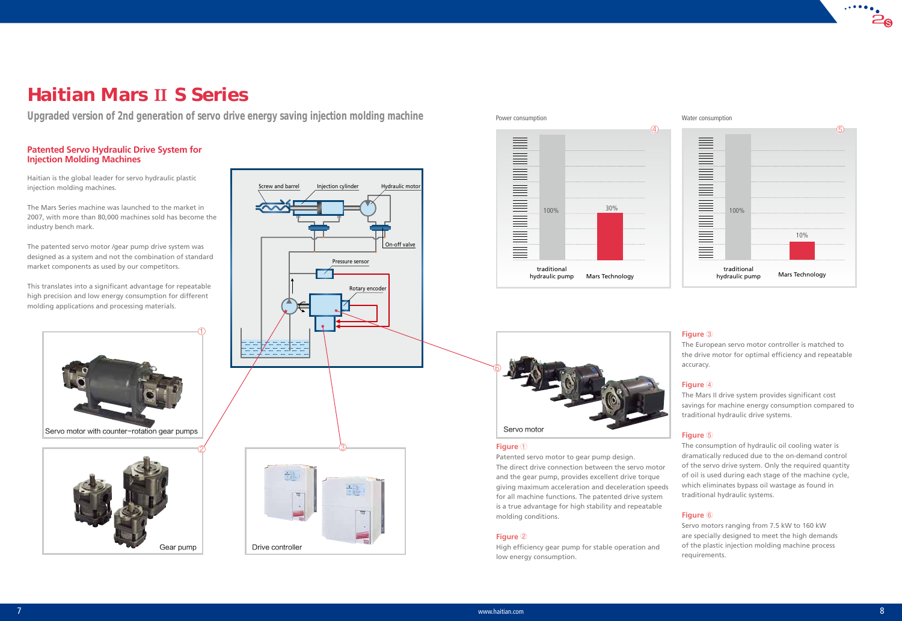# Haitian Mars II S Series

**Upgraded version of 2nd generation of servo drive energy saving injection molding machine**

## Patented Servo Hydraulic Drive System for Injection Molding Machines

Haitian is the global leader for servo hydraulic plastic injection molding machines.

The Mars Series machine was launched to the market in 2007, with more than 80,000 machines sold has become the industry bench mark.

The patented servo motor /gear pump drive system was designed as a system and not the combination of standard market components as used by our competitors.

This translates into a significant advantage for repeatable high precision and low energy consumption for different molding applications and processing materials.

Screw and barrel | Injection cylinder | Hydraulic motor | On-off valve | Pressure sensor | Rotary encoder

① Servo motor with counter-rotation gear pumps

② Gear pump

③ Drive controller

Power consumption ④

| | |
|---|---|
| traditional hydraulic pump | 100% |
| Mars Technology | 30% |

Water consumption ⑤

| | |
|---|---|
| traditional hydraulic pump | 100% |
| Mars Technology | 10% |

⑥ Servo motor

**Figure ①**
Patented servo motor to gear pump design.
The direct drive connection between the servo motor and the gear pump, provides excellent drive torque giving maximum acceleration and deceleration speeds for all machine functions. The patented drive system is a true advantage for high stability and repeatable molding conditions.

**Figure ②**
High efficiency gear pump for stable operation and low energy consumption.

**Figure ③**
The European servo motor controller is matched to the drive motor for optimal efficiency and repeatable accuracy.

**Figure ④**
The Mars II drive system provides significant cost savings for machine energy consumption compared to traditional hydraulic drive systems.

**Figure ⑤**
The consumption of hydraulic oil cooling water is dramatically reduced due to the on-demand control of the servo drive system. Only the required quantity of oil is used during each stage of the machine cycle, which eliminates bypass oil wastage as found in traditional hydraulic systems.

**Figure ⑥**
Servo motors ranging from 7.5 kW to 160 kW are specially designed to meet the high demands of the plastic injection molding machine process requirements.

www.haitian.com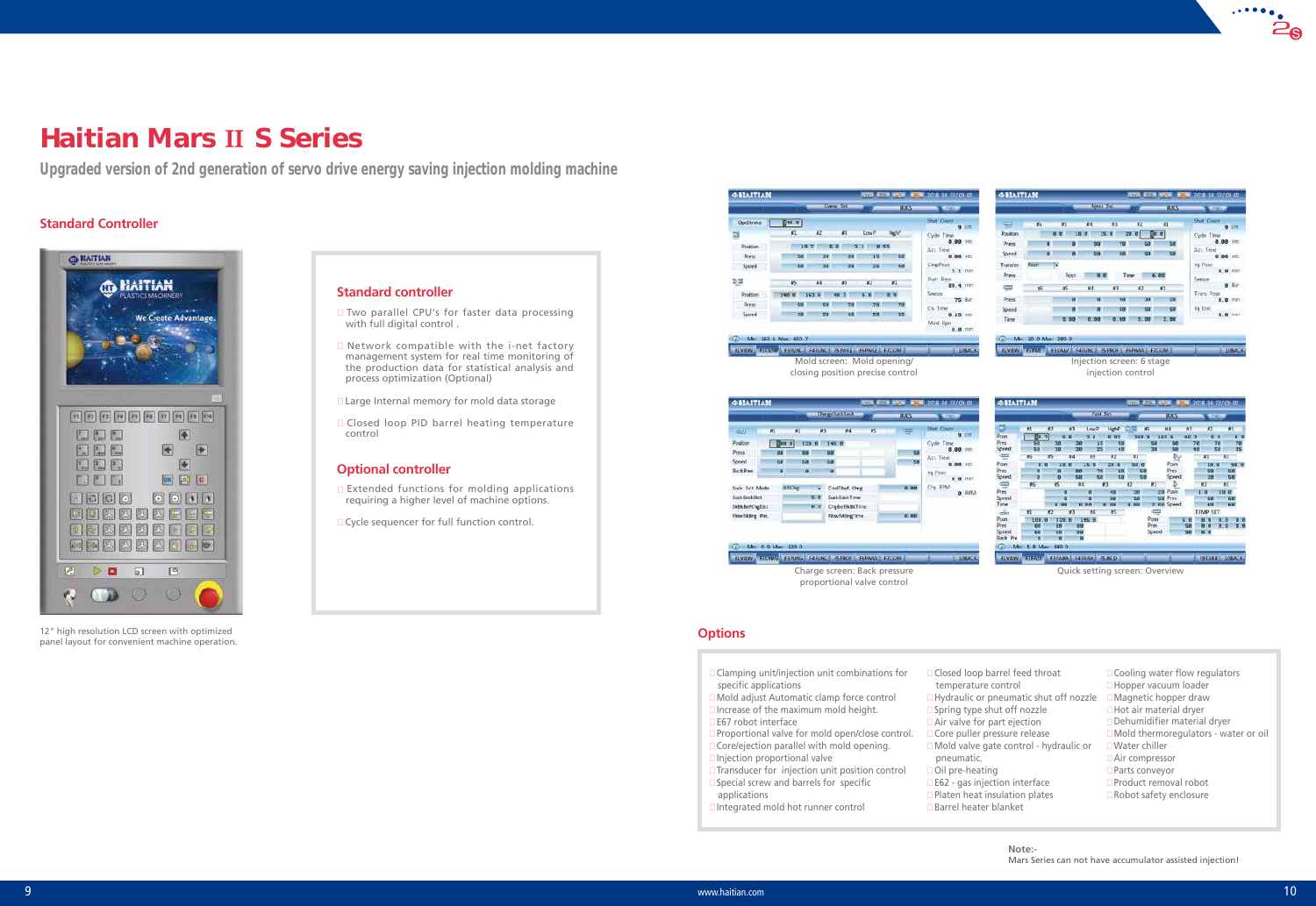# Haitian Mars II S Series

**Upgraded version of 2nd generation of servo drive energy saving injection molding machine**

## Standard Controller

12" high resolution LCD screen with optimized panel layout for convenient machine operation.

### Standard controller

- Two parallel CPU's for faster data processing with full digital control .
- Network compatible with the i-net factory management system for real time monitoring of the production data for statistical analysis and process optimization (Optional)
- Large Internal memory for mold data storage
- Closed loop PID barrel heating temperature control

### Optional controller

- Extended functions for molding applications requiring a higher level of machine options.
- Cycle sequencer for full function control.

Mold screen: Mold opening/ closing position precise control

Injection screen: 6 stage injection control

Charge screen: Back pressure proportional valve control

Quick setting screen: Overview

## Options

- Clamping unit/injection unit combinations for specific applications
- Mold adjust Automatic clamp force control
- Increase of the maximum mold height.
- E67 robot interface
- Proportional valve for mold open/close control.
- Core/ejection parallel with mold opening.
- Injection proportional valve
- Transducer for injection unit position control
- Special screw and barrels for specific applications
- Integrated mold hot runner control
- Closed loop barrel feed throat temperature control
- Hydraulic or pneumatic shut off nozzle
- Spring type shut off nozzle
- Air valve for part ejection
- Core puller pressure release
- Mold valve gate control - hydraulic or pneumatic.
- Oil pre-heating
- E62 - gas injection interface
- Platen heat insulation plates
- Barrel heater blanket
- Cooling water flow regulators
- Hopper vacuum loader
- Magnetic hopper draw
- Hot air material dryer
- Dehumidifier material dryer
- Mold thermoregulators - water or oil
- Water chiller
- Air compressor
- Parts conveyor
- Product removal robot
- Robot safety enclosure

**Note:-**
Mars Series can not have accumulator assisted injection!

www.haitian.com